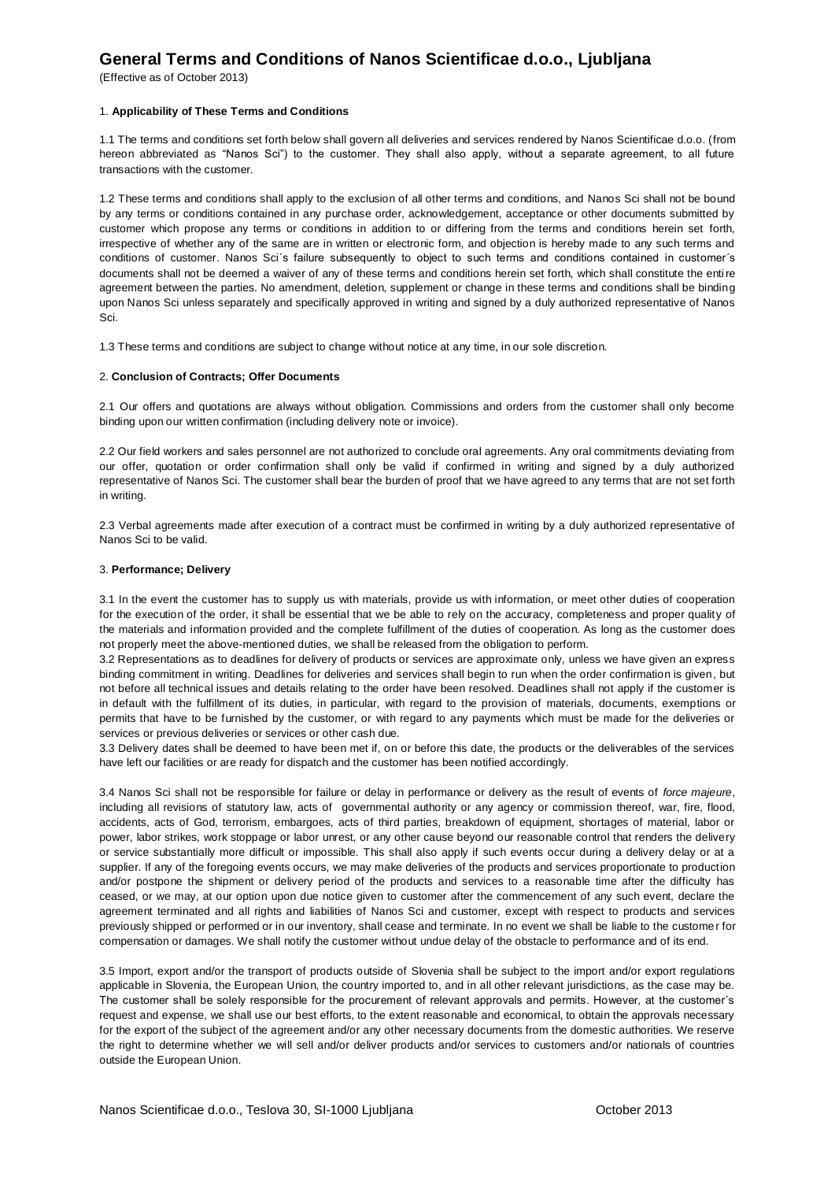# General Terms and Conditions of Nanos Scientificae d.o.o., Ljubljana

(Effective as of October 2013)

1. **Applicability of These Terms and Conditions**

1.1 The terms and conditions set forth below shall govern all deliveries and services rendered by Nanos Scientificae d.o.o. (from hereon abbreviated as "Nanos Sci") to the customer. They shall also apply, without a separate agreement, to all future transactions with the customer.

1.2 These terms and conditions shall apply to the exclusion of all other terms and conditions, and Nanos Sci shall not be bound by any terms or conditions contained in any purchase order, acknowledgement, acceptance or other documents submitted by customer which propose any terms or conditions in addition to or differing from the terms and conditions herein set forth, irrespective of whether any of the same are in written or electronic form, and objection is hereby made to any such terms and conditions of customer. Nanos Sci´s failure subsequently to object to such terms and conditions contained in customer´s documents shall not be deemed a waiver of any of these terms and conditions herein set forth, which shall constitute the entire agreement between the parties. No amendment, deletion, supplement or change in these terms and conditions shall be binding upon Nanos Sci unless separately and specifically approved in writing and signed by a duly authorized representative of Nanos Sci.

1.3 These terms and conditions are subject to change without notice at any time, in our sole discretion.

2. **Conclusion of Contracts; Offer Documents**

2.1 Our offers and quotations are always without obligation. Commissions and orders from the customer shall only become binding upon our written confirmation (including delivery note or invoice).

2.2 Our field workers and sales personnel are not authorized to conclude oral agreements. Any oral commitments deviating from our offer, quotation or order confirmation shall only be valid if confirmed in writing and signed by a duly authorized representative of Nanos Sci. The customer shall bear the burden of proof that we have agreed to any terms that are not set forth in writing.

2.3 Verbal agreements made after execution of a contract must be confirmed in writing by a duly authorized representative of Nanos Sci to be valid.

3. **Performance; Delivery**

3.1 In the event the customer has to supply us with materials, provide us with information, or meet other duties of cooperation for the execution of the order, it shall be essential that we be able to rely on the accuracy, completeness and proper quality of the materials and information provided and the complete fulfillment of the duties of cooperation. As long as the customer does not properly meet the above-mentioned duties, we shall be released from the obligation to perform.

3.2 Representations as to deadlines for delivery of products or services are approximate only, unless we have given an express binding commitment in writing. Deadlines for deliveries and services shall begin to run when the order confirmation is given, but not before all technical issues and details relating to the order have been resolved. Deadlines shall not apply if the customer is in default with the fulfillment of its duties, in particular, with regard to the provision of materials, documents, exemptions or permits that have to be furnished by the customer, or with regard to any payments which must be made for the deliveries or services or previous deliveries or services or other cash due.

3.3 Delivery dates shall be deemed to have been met if, on or before this date, the products or the deliverables of the services have left our facilities or are ready for dispatch and the customer has been notified accordingly.

3.4 Nanos Sci shall not be responsible for failure or delay in performance or delivery as the result of events of *force majeure*, including all revisions of statutory law, acts of governmental authority or any agency or commission thereof, war, fire, flood, accidents, acts of God, terrorism, embargoes, acts of third parties, breakdown of equipment, shortages of material, labor or power, labor strikes, work stoppage or labor unrest, or any other cause beyond our reasonable control that renders the delivery or service substantially more difficult or impossible. This shall also apply if such events occur during a delivery delay or at a supplier. If any of the foregoing events occurs, we may make deliveries of the products and services proportionate to production and/or postpone the shipment or delivery period of the products and services to a reasonable time after the difficulty has ceased, or we may, at our option upon due notice given to customer after the commencement of any such event, declare the agreement terminated and all rights and liabilities of Nanos Sci and customer, except with respect to products and services previously shipped or performed or in our inventory, shall cease and terminate. In no event we shall be liable to the customer for compensation or damages. We shall notify the customer without undue delay of the obstacle to performance and of its end.

3.5 Import, export and/or the transport of products outside of Slovenia shall be subject to the import and/or export regulations applicable in Slovenia, the European Union, the country imported to, and in all other relevant jurisdictions, as the case may be. The customer shall be solely responsible for the procurement of relevant approvals and permits. However, at the customer´s request and expense, we shall use our best efforts, to the extent reasonable and economical, to obtain the approvals necessary for the export of the subject of the agreement and/or any other necessary documents from the domestic authorities. We reserve the right to determine whether we will sell and/or deliver products and/or services to customers and/or nationals of countries outside the European Union.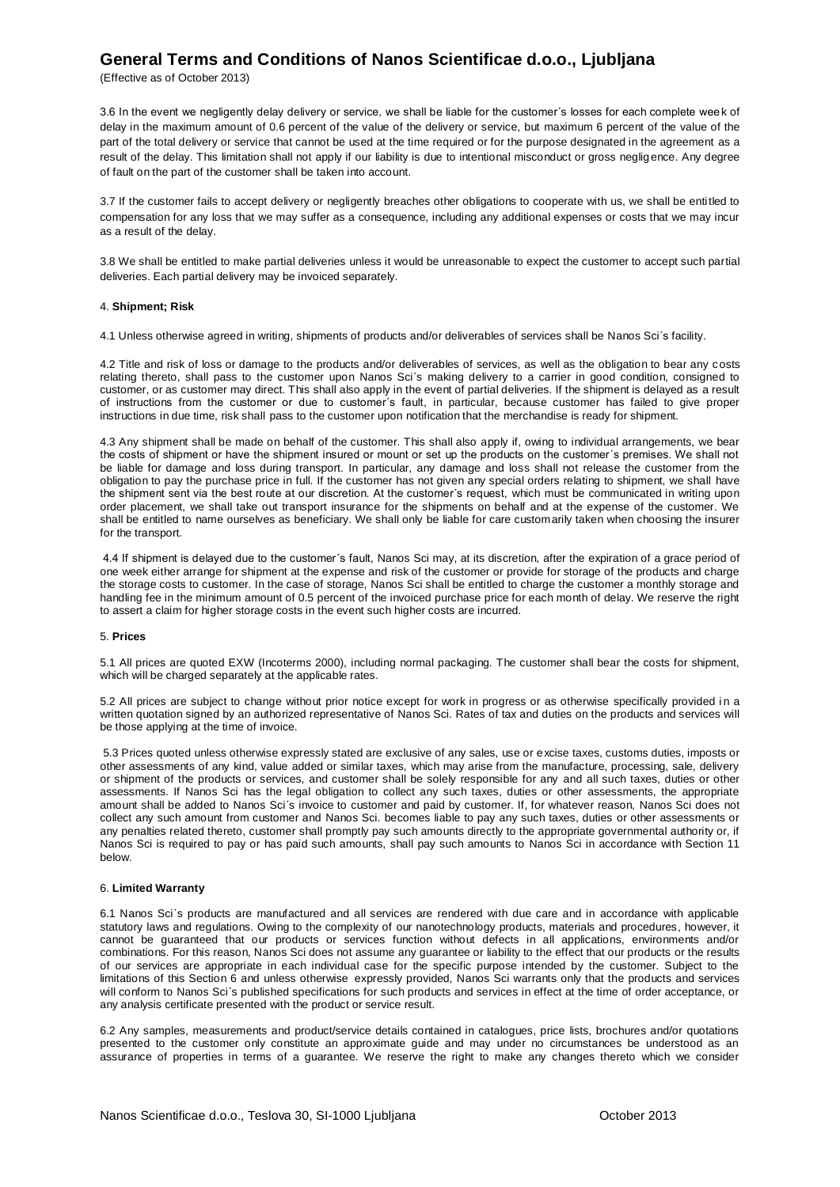3.6 In the event we negligently delay delivery or service, we shall be liable for the customer´s losses for each complete week of delay in the maximum amount of 0.6 percent of the value of the delivery or service, but maximum 6 percent of the value of the part of the total delivery or service that cannot be used at the time required or for the purpose designated in the agreement as a result of the delay. This limitation shall not apply if our liability is due to intentional misconduct or gross negligence. Any degree of fault on the part of the customer shall be taken into account.

3.7 If the customer fails to accept delivery or negligently breaches other obligations to cooperate with us, we shall be entitled to compensation for any loss that we may suffer as a consequence, including any additional expenses or costs that we may incur as a result of the delay.

3.8 We shall be entitled to make partial deliveries unless it would be unreasonable to expect the customer to accept such partial deliveries. Each partial delivery may be invoiced separately.

4. **Shipment; Risk**

4.1 Unless otherwise agreed in writing, shipments of products and/or deliverables of services shall be Nanos Sci´s facility.

4.2 Title and risk of loss or damage to the products and/or deliverables of services, as well as the obligation to bear any costs relating thereto, shall pass to the customer upon Nanos Sci´s making delivery to a carrier in good condition, consigned to customer, or as customer may direct. This shall also apply in the event of partial deliveries. If the shipment is delayed as a result of instructions from the customer or due to customer´s fault, in particular, because customer has failed to give proper instructions in due time, risk shall pass to the customer upon notification that the merchandise is ready for shipment.

4.3 Any shipment shall be made on behalf of the customer. This shall also apply if, owing to individual arrangements, we bear the costs of shipment or have the shipment insured or mount or set up the products on the customer´s premises. We shall not be liable for damage and loss during transport. In particular, any damage and loss shall not release the customer from the obligation to pay the purchase price in full. If the customer has not given any special orders relating to shipment, we shall have the shipment sent via the best route at our discretion. At the customer´s request, which must be communicated in writing upon order placement, we shall take out transport insurance for the shipments on behalf and at the expense of the customer. We shall be entitled to name ourselves as beneficiary. We shall only be liable for care customarily taken when choosing the insurer for the transport.

4.4 If shipment is delayed due to the customer´s fault, Nanos Sci may, at its discretion, after the expiration of a grace period of one week either arrange for shipment at the expense and risk of the customer or provide for storage of the products and charge the storage costs to customer. In the case of storage, Nanos Sci shall be entitled to charge the customer a monthly storage and handling fee in the minimum amount of 0.5 percent of the invoiced purchase price for each month of delay. We reserve the right to assert a claim for higher storage costs in the event such higher costs are incurred.

5. **Prices**

5.1 All prices are quoted EXW (Incoterms 2000), including normal packaging. The customer shall bear the costs for shipment, which will be charged separately at the applicable rates.

5.2 All prices are subject to change without prior notice except for work in progress or as otherwise specifically provided in a written quotation signed by an authorized representative of Nanos Sci. Rates of tax and duties on the products and services will be those applying at the time of invoice.

5.3 Prices quoted unless otherwise expressly stated are exclusive of any sales, use or excise taxes, customs duties, imposts or other assessments of any kind, value added or similar taxes, which may arise from the manufacture, processing, sale, delivery or shipment of the products or services, and customer shall be solely responsible for any and all such taxes, duties or other assessments. If Nanos Sci has the legal obligation to collect any such taxes, duties or other assessments, the appropriate amount shall be added to Nanos Sci´s invoice to customer and paid by customer. If, for whatever reason, Nanos Sci does not collect any such amount from customer and Nanos Sci. becomes liable to pay any such taxes, duties or other assessments or any penalties related thereto, customer shall promptly pay such amounts directly to the appropriate governmental authority or, if Nanos Sci is required to pay or has paid such amounts, shall pay such amounts to Nanos Sci in accordance with Section 11 below.

6. **Limited Warranty**

6.1 Nanos Sci´s products are manufactured and all services are rendered with due care and in accordance with applicable statutory laws and regulations. Owing to the complexity of our nanotechnology products, materials and procedures, however, it cannot be guaranteed that our products or services function without defects in all applications, environments and/or combinations. For this reason, Nanos Sci does not assume any guarantee or liability to the effect that our products or the results of our services are appropriate in each individual case for the specific purpose intended by the customer. Subject to the limitations of this Section 6 and unless otherwise expressly provided, Nanos Sci warrants only that the products and services will conform to Nanos Sci´s published specifications for such products and services in effect at the time of order acceptance, or any analysis certificate presented with the product or service result.

6.2 Any samples, measurements and product/service details contained in catalogues, price lists, brochures and/or quotations presented to the customer only constitute an approximate guide and may under no circumstances be understood as an assurance of properties in terms of a guarantee. We reserve the right to make any changes thereto which we consider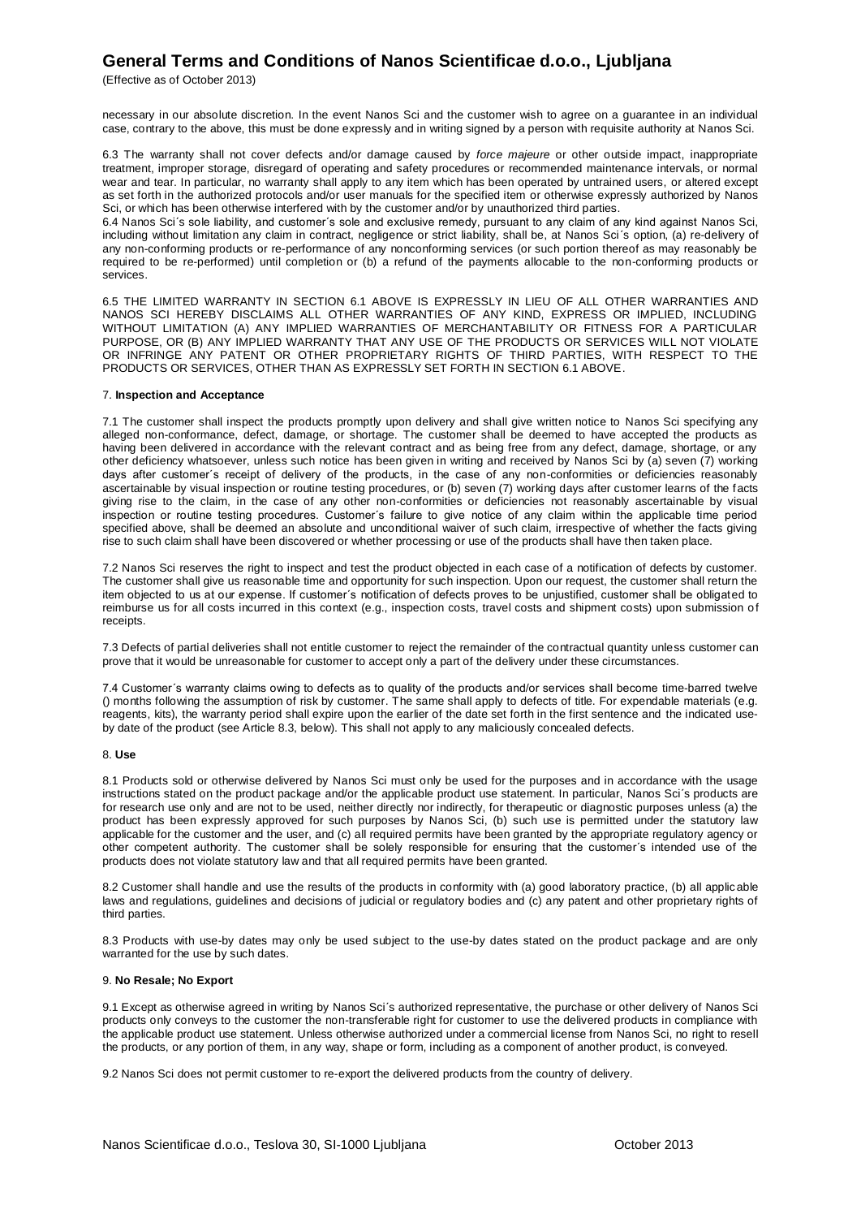necessary in our absolute discretion. In the event Nanos Sci and the customer wish to agree on a guarantee in an individual case, contrary to the above, this must be done expressly and in writing signed by a person with requisite authority at Nanos Sci.

6.3 The warranty shall not cover defects and/or damage caused by *force majeure* or other outside impact, inappropriate treatment, improper storage, disregard of operating and safety procedures or recommended maintenance intervals, or normal wear and tear. In particular, no warranty shall apply to any item which has been operated by untrained users, or altered except as set forth in the authorized protocols and/or user manuals for the specified item or otherwise expressly authorized by Nanos Sci, or which has been otherwise interfered with by the customer and/or by unauthorized third parties.

6.4 Nanos Sci´s sole liability, and customer´s sole and exclusive remedy, pursuant to any claim of any kind against Nanos Sci, including without limitation any claim in contract, negligence or strict liability, shall be, at Nanos Sci´s option, (a) re-delivery of any non-conforming products or re-performance of any nonconforming services (or such portion thereof as may reasonably be required to be re-performed) until completion or (b) a refund of the payments allocable to the non-conforming products or services.

6.5 THE LIMITED WARRANTY IN SECTION 6.1 ABOVE IS EXPRESSLY IN LIEU OF ALL OTHER WARRANTIES AND NANOS SCI HEREBY DISCLAIMS ALL OTHER WARRANTIES OF ANY KIND, EXPRESS OR IMPLIED, INCLUDING WITHOUT LIMITATION (A) ANY IMPLIED WARRANTIES OF MERCHANTABILITY OR FITNESS FOR A PARTICULAR PURPOSE, OR (B) ANY IMPLIED WARRANTY THAT ANY USE OF THE PRODUCTS OR SERVICES WILL NOT VIOLATE OR INFRINGE ANY PATENT OR OTHER PROPRIETARY RIGHTS OF THIRD PARTIES, WITH RESPECT TO THE PRODUCTS OR SERVICES, OTHER THAN AS EXPRESSLY SET FORTH IN SECTION 6.1 ABOVE.

7. **Inspection and Acceptance**

7.1 The customer shall inspect the products promptly upon delivery and shall give written notice to Nanos Sci specifying any alleged non-conformance, defect, damage, or shortage. The customer shall be deemed to have accepted the products as having been delivered in accordance with the relevant contract and as being free from any defect, damage, shortage, or any other deficiency whatsoever, unless such notice has been given in writing and received by Nanos Sci by (a) seven (7) working days after customer´s receipt of delivery of the products, in the case of any non-conformities or deficiencies reasonably ascertainable by visual inspection or routine testing procedures, or (b) seven (7) working days after customer learns of the facts giving rise to the claim, in the case of any other non-conformities or deficiencies not reasonably ascertainable by visual inspection or routine testing procedures. Customer´s failure to give notice of any claim within the applicable time period specified above, shall be deemed an absolute and unconditional waiver of such claim, irrespective of whether the facts giving rise to such claim shall have been discovered or whether processing or use of the products shall have then taken place.

7.2 Nanos Sci reserves the right to inspect and test the product objected in each case of a notification of defects by customer. The customer shall give us reasonable time and opportunity for such inspection. Upon our request, the customer shall return the item objected to us at our expense. If customer´s notification of defects proves to be unjustified, customer shall be obligated to reimburse us for all costs incurred in this context (e.g., inspection costs, travel costs and shipment costs) upon submission of receipts.

7.3 Defects of partial deliveries shall not entitle customer to reject the remainder of the contractual quantity unless customer can prove that it would be unreasonable for customer to accept only a part of the delivery under these circumstances.

7.4 Customer´s warranty claims owing to defects as to quality of the products and/or services shall become time-barred twelve () months following the assumption of risk by customer. The same shall apply to defects of title. For expendable materials (e.g. reagents, kits), the warranty period shall expire upon the earlier of the date set forth in the first sentence and the indicated use-by date of the product (see Article 8.3, below). This shall not apply to any maliciously concealed defects.

8. **Use**

8.1 Products sold or otherwise delivered by Nanos Sci must only be used for the purposes and in accordance with the usage instructions stated on the product package and/or the applicable product use statement. In particular, Nanos Sci´s products are for research use only and are not to be used, neither directly nor indirectly, for therapeutic or diagnostic purposes unless (a) the product has been expressly approved for such purposes by Nanos Sci, (b) such use is permitted under the statutory law applicable for the customer and the user, and (c) all required permits have been granted by the appropriate regulatory agency or other competent authority. The customer shall be solely responsible for ensuring that the customer´s intended use of the products does not violate statutory law and that all required permits have been granted.

8.2 Customer shall handle and use the results of the products in conformity with (a) good laboratory practice, (b) all applicable laws and regulations, guidelines and decisions of judicial or regulatory bodies and (c) any patent and other proprietary rights of third parties.

8.3 Products with use-by dates may only be used subject to the use-by dates stated on the product package and are only warranted for the use by such dates.

9. **No Resale; No Export**

9.1 Except as otherwise agreed in writing by Nanos Sci´s authorized representative, the purchase or other delivery of Nanos Sci products only conveys to the customer the non-transferable right for customer to use the delivered products in compliance with the applicable product use statement. Unless otherwise authorized under a commercial license from Nanos Sci, no right to resell the products, or any portion of them, in any way, shape or form, including as a component of another product, is conveyed.

9.2 Nanos Sci does not permit customer to re-export the delivered products from the country of delivery.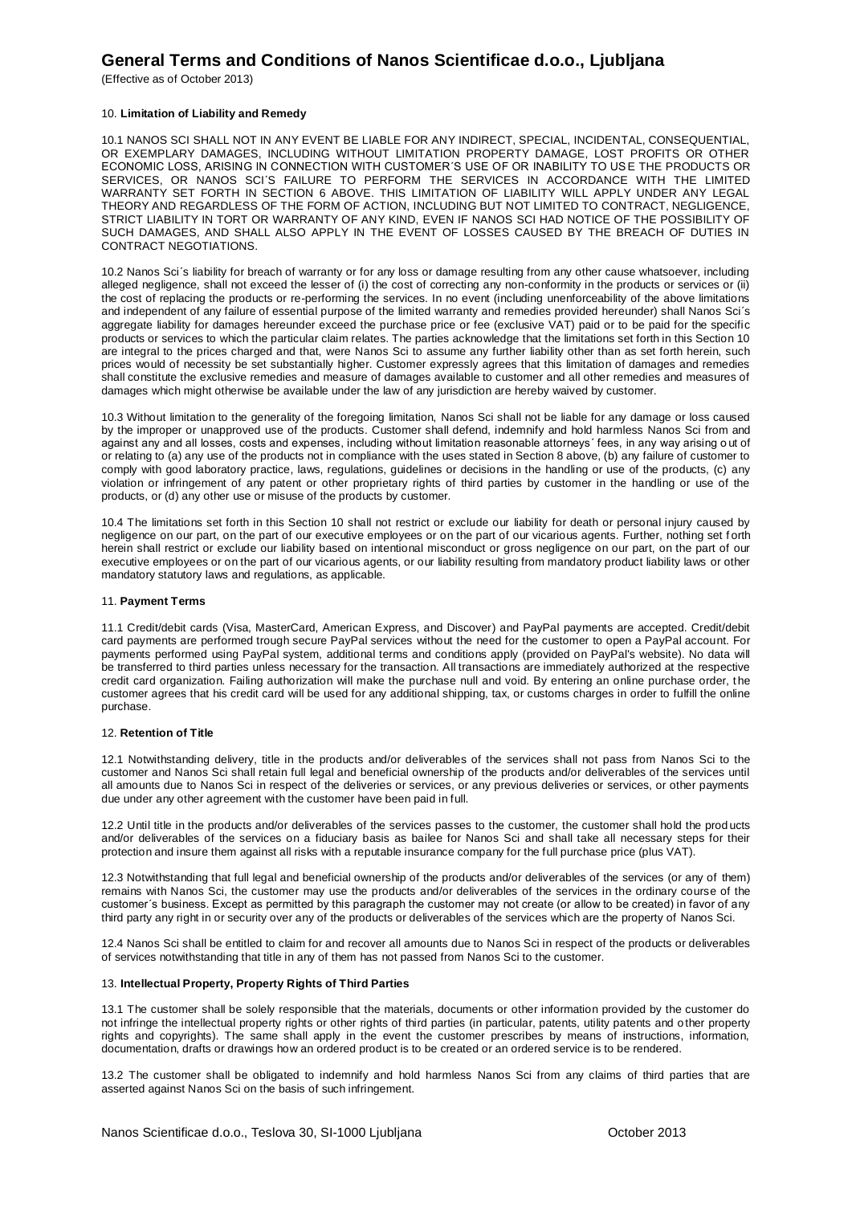### 10. **Limitation of Liability and Remedy**

10.1 NANOS SCI SHALL NOT IN ANY EVENT BE LIABLE FOR ANY INDIRECT, SPECIAL, INCIDENTAL, CONSEQUENTIAL, OR EXEMPLARY DAMAGES, INCLUDING WITHOUT LIMITATION PROPERTY DAMAGE, LOST PROFITS OR OTHER ECONOMIC LOSS, ARISING IN CONNECTION WITH CUSTOMER´S USE OF OR INABILITY TO USE THE PRODUCTS OR SERVICES, OR NANOS SCI´S FAILURE TO PERFORM THE SERVICES IN ACCORDANCE WITH THE LIMITED WARRANTY SET FORTH IN SECTION 6 ABOVE. THIS LIMITATION OF LIABILITY WILL APPLY UNDER ANY LEGAL THEORY AND REGARDLESS OF THE FORM OF ACTION, INCLUDING BUT NOT LIMITED TO CONTRACT, NEGLIGENCE, STRICT LIABILITY IN TORT OR WARRANTY OF ANY KIND, EVEN IF NANOS SCI HAD NOTICE OF THE POSSIBILITY OF SUCH DAMAGES, AND SHALL ALSO APPLY IN THE EVENT OF LOSSES CAUSED BY THE BREACH OF DUTIES IN CONTRACT NEGOTIATIONS.

10.2 Nanos Sci´s liability for breach of warranty or for any loss or damage resulting from any other cause whatsoever, including alleged negligence, shall not exceed the lesser of (i) the cost of correcting any non-conformity in the products or services or (ii) the cost of replacing the products or re-performing the services. In no event (including unenforceability of the above limitations and independent of any failure of essential purpose of the limited warranty and remedies provided hereunder) shall Nanos Sci´s aggregate liability for damages hereunder exceed the purchase price or fee (exclusive VAT) paid or to be paid for the specific products or services to which the particular claim relates. The parties acknowledge that the limitations set forth in this Section 10 are integral to the prices charged and that, were Nanos Sci to assume any further liability other than as set forth herein, such prices would of necessity be set substantially higher. Customer expressly agrees that this limitation of damages and remedies shall constitute the exclusive remedies and measure of damages available to customer and all other remedies and measures of damages which might otherwise be available under the law of any jurisdiction are hereby waived by customer.

10.3 Without limitation to the generality of the foregoing limitation, Nanos Sci shall not be liable for any damage or loss caused by the improper or unapproved use of the products. Customer shall defend, indemnify and hold harmless Nanos Sci from and against any and all losses, costs and expenses, including without limitation reasonable attorneys´ fees, in any way arising out of or relating to (a) any use of the products not in compliance with the uses stated in Section 8 above, (b) any failure of customer to comply with good laboratory practice, laws, regulations, guidelines or decisions in the handling or use of the products, (c) any violation or infringement of any patent or other proprietary rights of third parties by customer in the handling or use of the products, or (d) any other use or misuse of the products by customer.

10.4 The limitations set forth in this Section 10 shall not restrict or exclude our liability for death or personal injury caused by negligence on our part, on the part of our executive employees or on the part of our vicarious agents. Further, nothing set forth herein shall restrict or exclude our liability based on intentional misconduct or gross negligence on our part, on the part of our executive employees or on the part of our vicarious agents, or our liability resulting from mandatory product liability laws or other mandatory statutory laws and regulations, as applicable.

### 11. **Payment Terms**

11.1 Credit/debit cards (Visa, MasterCard, American Express, and Discover) and PayPal payments are accepted. Credit/debit card payments are performed trough secure PayPal services without the need for the customer to open a PayPal account. For payments performed using PayPal system, additional terms and conditions apply (provided on PayPal's website). No data will be transferred to third parties unless necessary for the transaction. All transactions are immediately authorized at the respective credit card organization. Failing authorization will make the purchase null and void. By entering an online purchase order, the customer agrees that his credit card will be used for any additional shipping, tax, or customs charges in order to fulfill the online purchase.

### 12. **Retention of Title**

12.1 Notwithstanding delivery, title in the products and/or deliverables of the services shall not pass from Nanos Sci to the customer and Nanos Sci shall retain full legal and beneficial ownership of the products and/or deliverables of the services until all amounts due to Nanos Sci in respect of the deliveries or services, or any previous deliveries or services, or other payments due under any other agreement with the customer have been paid in full.

12.2 Until title in the products and/or deliverables of the services passes to the customer, the customer shall hold the products and/or deliverables of the services on a fiduciary basis as bailee for Nanos Sci and shall take all necessary steps for their protection and insure them against all risks with a reputable insurance company for the full purchase price (plus VAT).

12.3 Notwithstanding that full legal and beneficial ownership of the products and/or deliverables of the services (or any of them) remains with Nanos Sci, the customer may use the products and/or deliverables of the services in the ordinary course of the customer´s business. Except as permitted by this paragraph the customer may not create (or allow to be created) in favor of any third party any right in or security over any of the products or deliverables of the services which are the property of Nanos Sci.

12.4 Nanos Sci shall be entitled to claim for and recover all amounts due to Nanos Sci in respect of the products or deliverables of services notwithstanding that title in any of them has not passed from Nanos Sci to the customer.

### 13. **Intellectual Property, Property Rights of Third Parties**

13.1 The customer shall be solely responsible that the materials, documents or other information provided by the customer do not infringe the intellectual property rights or other rights of third parties (in particular, patents, utility patents and other property rights and copyrights). The same shall apply in the event the customer prescribes by means of instructions, information, documentation, drafts or drawings how an ordered product is to be created or an ordered service is to be rendered.

13.2 The customer shall be obligated to indemnify and hold harmless Nanos Sci from any claims of third parties that are asserted against Nanos Sci on the basis of such infringement.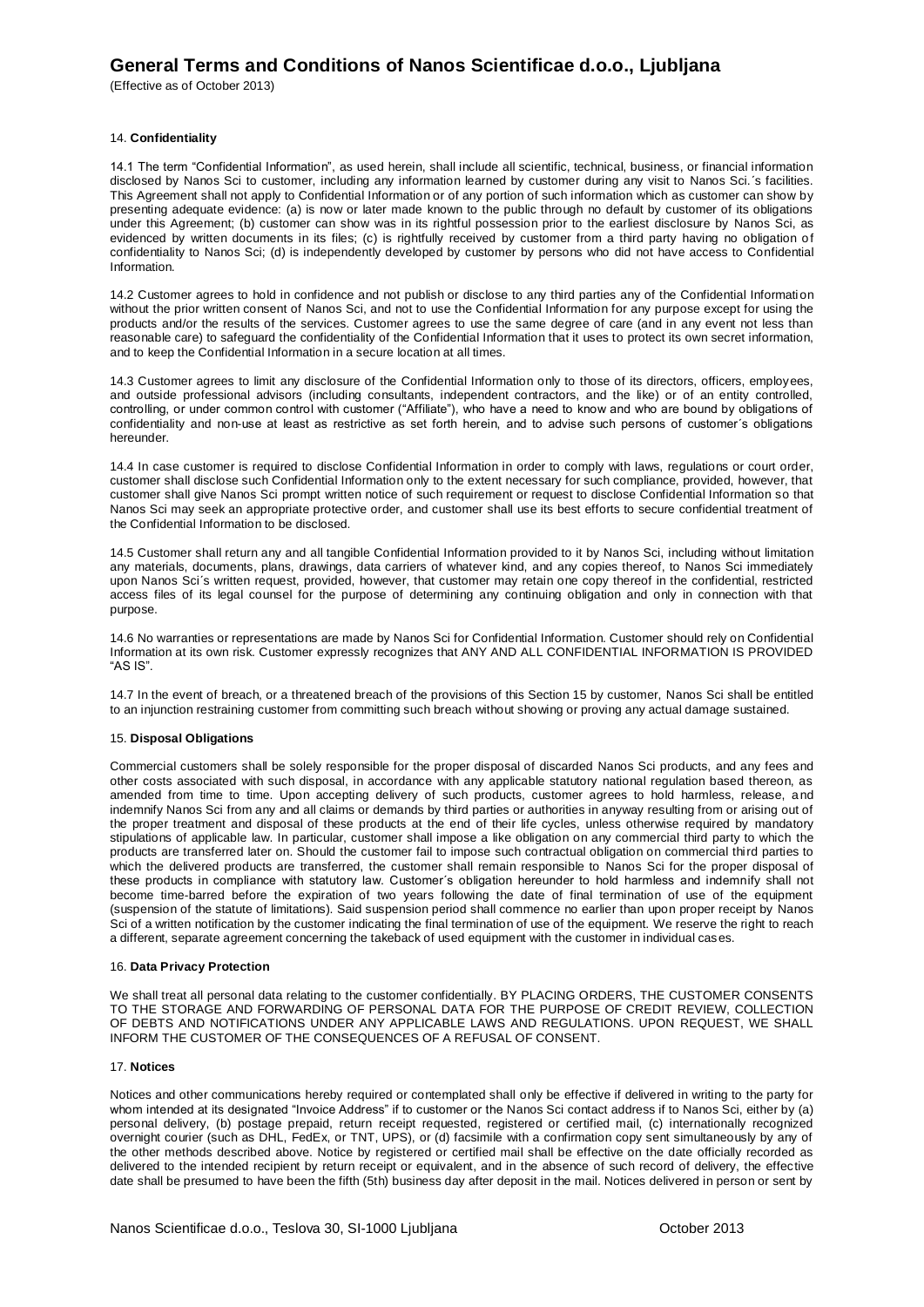## 14. **Confidentiality**

14.1 The term "Confidential Information", as used herein, shall include all scientific, technical, business, or financial information disclosed by Nanos Sci to customer, including any information learned by customer during any visit to Nanos Sci.´s facilities. This Agreement shall not apply to Confidential Information or of any portion of such information which as customer can show by presenting adequate evidence: (a) is now or later made known to the public through no default by customer of its obligations under this Agreement; (b) customer can show was in its rightful possession prior to the earliest disclosure by Nanos Sci, as evidenced by written documents in its files; (c) is rightfully received by customer from a third party having no obligation of confidentiality to Nanos Sci; (d) is independently developed by customer by persons who did not have access to Confidential Information.

14.2 Customer agrees to hold in confidence and not publish or disclose to any third parties any of the Confidential Information without the prior written consent of Nanos Sci, and not to use the Confidential Information for any purpose except for using the products and/or the results of the services. Customer agrees to use the same degree of care (and in any event not less than reasonable care) to safeguard the confidentiality of the Confidential Information that it uses to protect its own secret information, and to keep the Confidential Information in a secure location at all times.

14.3 Customer agrees to limit any disclosure of the Confidential Information only to those of its directors, officers, employees, and outside professional advisors (including consultants, independent contractors, and the like) or of an entity controlled, controlling, or under common control with customer ("Affiliate"), who have a need to know and who are bound by obligations of confidentiality and non-use at least as restrictive as set forth herein, and to advise such persons of customer´s obligations hereunder.

14.4 In case customer is required to disclose Confidential Information in order to comply with laws, regulations or court order, customer shall disclose such Confidential Information only to the extent necessary for such compliance, provided, however, that customer shall give Nanos Sci prompt written notice of such requirement or request to disclose Confidential Information so that Nanos Sci may seek an appropriate protective order, and customer shall use its best efforts to secure confidential treatment of the Confidential Information to be disclosed.

14.5 Customer shall return any and all tangible Confidential Information provided to it by Nanos Sci, including without limitation any materials, documents, plans, drawings, data carriers of whatever kind, and any copies thereof, to Nanos Sci immediately upon Nanos Sci´s written request, provided, however, that customer may retain one copy thereof in the confidential, restricted access files of its legal counsel for the purpose of determining any continuing obligation and only in connection with that purpose.

14.6 No warranties or representations are made by Nanos Sci for Confidential Information. Customer should rely on Confidential Information at its own risk. Customer expressly recognizes that ANY AND ALL CONFIDENTIAL INFORMATION IS PROVIDED "AS IS".

14.7 In the event of breach, or a threatened breach of the provisions of this Section 15 by customer, Nanos Sci shall be entitled to an injunction restraining customer from committing such breach without showing or proving any actual damage sustained.

## 15. **Disposal Obligations**

Commercial customers shall be solely responsible for the proper disposal of discarded Nanos Sci products, and any fees and other costs associated with such disposal, in accordance with any applicable statutory national regulation based thereon, as amended from time to time. Upon accepting delivery of such products, customer agrees to hold harmless, release, and indemnify Nanos Sci from any and all claims or demands by third parties or authorities in anyway resulting from or arising out of the proper treatment and disposal of these products at the end of their life cycles, unless otherwise required by mandatory stipulations of applicable law. In particular, customer shall impose a like obligation on any commercial third party to which the products are transferred later on. Should the customer fail to impose such contractual obligation on commercial third parties to which the delivered products are transferred, the customer shall remain responsible to Nanos Sci for the proper disposal of these products in compliance with statutory law. Customer´s obligation hereunder to hold harmless and indemnify shall not become time-barred before the expiration of two years following the date of final termination of use of the equipment (suspension of the statute of limitations). Said suspension period shall commence no earlier than upon proper receipt by Nanos Sci of a written notification by the customer indicating the final termination of use of the equipment. We reserve the right to reach a different, separate agreement concerning the takeback of used equipment with the customer in individual cases.

## 16. **Data Privacy Protection**

We shall treat all personal data relating to the customer confidentially. BY PLACING ORDERS, THE CUSTOMER CONSENTS TO THE STORAGE AND FORWARDING OF PERSONAL DATA FOR THE PURPOSE OF CREDIT REVIEW, COLLECTION OF DEBTS AND NOTIFICATIONS UNDER ANY APPLICABLE LAWS AND REGULATIONS. UPON REQUEST, WE SHALL INFORM THE CUSTOMER OF THE CONSEQUENCES OF A REFUSAL OF CONSENT.

## 17. **Notices**

Notices and other communications hereby required or contemplated shall only be effective if delivered in writing to the party for whom intended at its designated "Invoice Address" if to customer or the Nanos Sci contact address if to Nanos Sci, either by (a) personal delivery, (b) postage prepaid, return receipt requested, registered or certified mail, (c) internationally recognized overnight courier (such as DHL, FedEx, or TNT, UPS), or (d) facsimile with a confirmation copy sent simultaneously by any of the other methods described above. Notice by registered or certified mail shall be effective on the date officially recorded as delivered to the intended recipient by return receipt or equivalent, and in the absence of such record of delivery, the effective date shall be presumed to have been the fifth (5th) business day after deposit in the mail. Notices delivered in person or sent by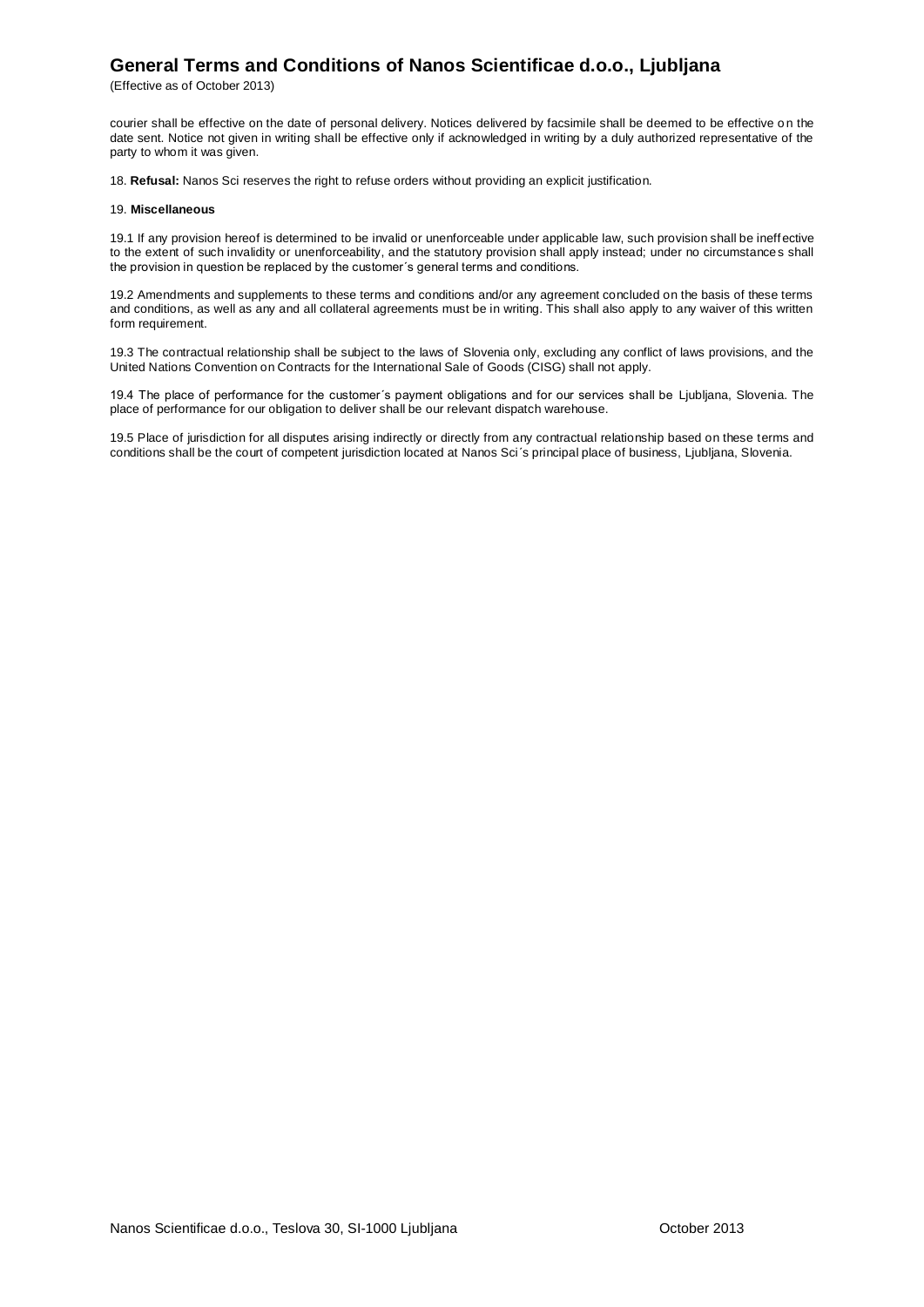courier shall be effective on the date of personal delivery. Notices delivered by facsimile shall be deemed to be effective on the date sent. Notice not given in writing shall be effective only if acknowledged in writing by a duly authorized representative of the party to whom it was given.

18. **Refusal:** Nanos Sci reserves the right to refuse orders without providing an explicit justification.

19. **Miscellaneous**

19.1 If any provision hereof is determined to be invalid or unenforceable under applicable law, such provision shall be ineffective to the extent of such invalidity or unenforceability, and the statutory provision shall apply instead; under no circumstances shall the provision in question be replaced by the customer´s general terms and conditions.

19.2 Amendments and supplements to these terms and conditions and/or any agreement concluded on the basis of these terms and conditions, as well as any and all collateral agreements must be in writing. This shall also apply to any waiver of this written form requirement.

19.3 The contractual relationship shall be subject to the laws of Slovenia only, excluding any conflict of laws provisions, and the United Nations Convention on Contracts for the International Sale of Goods (CISG) shall not apply.

19.4 The place of performance for the customer´s payment obligations and for our services shall be Ljubljana, Slovenia. The place of performance for our obligation to deliver shall be our relevant dispatch warehouse.

19.5 Place of jurisdiction for all disputes arising indirectly or directly from any contractual relationship based on these terms and conditions shall be the court of competent jurisdiction located at Nanos Sci´s principal place of business, Ljubljana, Slovenia.